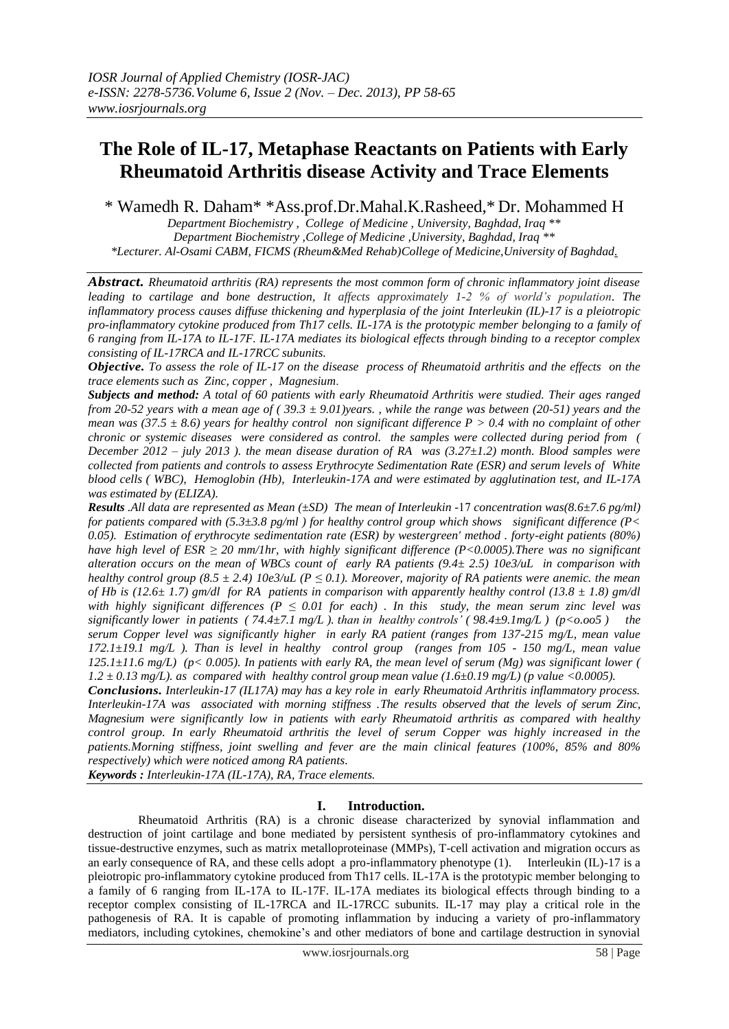# The Role of IL-17, Metaphase Reactants on Patients with Early Rheumatoid Arthritis disease Activity and Trace Elements

\* Wamedh R. Daham\* \*Ass.prof.Dr.Mahal.K.Rasheed,\* Dr. Mohammed H

*Department Biochemistry , College of Medicine , University, Baghdad, Iraq \*\**
*Department Biochemistry ,College of Medicine ,University, Baghdad, Iraq \*\**
*\*Lecturer. Al-Osami CABM, FICMS (Rheum&Med Rehab)College of Medicine,University of Baghdad.*

***Abstract.*** *Rheumatoid arthritis (RA) represents the most common form of chronic inflammatory joint disease leading to cartilage and bone destruction, It affects approximately 1-2 % of world's population. The inflammatory process causes diffuse thickening and hyperplasia of the joint Interleukin (IL)-17 is a pleiotropic pro-inflammatory cytokine produced from Th17 cells. IL-17A is the prototypic member belonging to a family of 6 ranging from IL-17A to IL-17F. IL-17A mediates its biological effects through binding to a receptor complex consisting of IL-17RCA and IL-17RCC subunits.*

***Objective.*** *To assess the role of IL-17 on the disease process of Rheumatoid arthritis and the effects on the trace elements such as Zinc, copper , Magnesium.*

***Subjects and method:*** *A total of 60 patients with early Rheumatoid Arthritis were studied. Their ages ranged from 20-52 years with a mean age of ( 39.3 ± 9.01)years. , while the range was between (20-51) years and the mean was (37.5 ± 8.6) years for healthy control non significant difference P > 0.4 with no complaint of other chronic or systemic diseases were considered as control. the samples were collected during period from ( December 2012 – july 2013 ). the mean disease duration of RA was (3.27±1.2) month. Blood samples were collected from patients and controls to assess Erythrocyte Sedimentation Rate (ESR) and serum levels of White blood cells ( WBC), Hemoglobin (Hb), Interleukin-17A and were estimated by agglutination test, and IL-17A was estimated by (ELIZA).*

***Results*** *.All data are represented as Mean (±SD) The mean of Interleukin -17 concentration was(8.6±7.6 pg/ml) for patients compared with (5.3±3.8 pg/ml ) for healthy control group which shows significant difference (P< 0.05). Estimation of erythrocyte sedimentation rate (ESR) by westergreen' method . forty-eight patients (80%) have high level of ESR ≥ 20 mm/1hr, with highly significant difference (P<0.0005).There was no significant alteration occurs on the mean of WBCs count of early RA patients (9.4± 2.5) 10e3/uL in comparison with healthy control group (8.5 ± 2.4) 10e3/uL (P ≤ 0.1). Moreover, majority of RA patients were anemic. the mean of Hb is (12.6± 1.7) gm/dl for RA patients in comparison with apparently healthy control (13.8 ± 1.8) gm/dl with highly significant differences (P ≤ 0.01 for each) . In this study, the mean serum zinc level was significantly lower in patients ( 74.4±7.1 mg/L ). than in healthy controls' ( 98.4±9.1mg/L ) (p<o.oo5 ) the serum Copper level was significantly higher in early RA patient (ranges from 137-215 mg/L, mean value 172.1±19.1 mg/L ). Than is level in healthy control group (ranges from 105 - 150 mg/L, mean value 125.1±11.6 mg/L) (p< 0.005). In patients with early RA, the mean level of serum (Mg) was significant lower ( 1.2 ± 0.13 mg/L). as compared with healthy control group mean value (1.6±0.19 mg/L) (p value <0.0005).*

***Conclusions.*** *Interleukin-17 (IL17A) may has a key role in early Rheumatoid Arthritis inflammatory process. Interleukin-17A was associated with morning stiffness .The results observed that the levels of serum Zinc, Magnesium were significantly low in patients with early Rheumatoid arthritis as compared with healthy control group. In early Rheumatoid arthritis the level of serum Copper was highly increased in the patients.Morning stiffness, joint swelling and fever are the main clinical features (100%, 85% and 80% respectively) which were noticed among RA patients.*

***Keywords :*** *Interleukin-17A (IL-17A), RA, Trace elements.*

## I. Introduction.

Rheumatoid Arthritis (RA) is a chronic disease characterized by synovial inflammation and destruction of joint cartilage and bone mediated by persistent synthesis of pro-inflammatory cytokines and tissue-destructive enzymes, such as matrix metalloproteinase (MMPs), T-cell activation and migration occurs as an early consequence of RA, and these cells adopt a pro-inflammatory phenotype (1). Interleukin (IL)-17 is a pleiotropic pro-inflammatory cytokine produced from Th17 cells. IL-17A is the prototypic member belonging to a family of 6 ranging from IL-17A to IL-17F. IL-17A mediates its biological effects through binding to a receptor complex consisting of IL-17RCA and IL-17RCC subunits. IL-17 may play a critical role in the pathogenesis of RA. It is capable of promoting inflammation by inducing a variety of pro-inflammatory mediators, including cytokines, chemokine's and other mediators of bone and cartilage destruction in synovial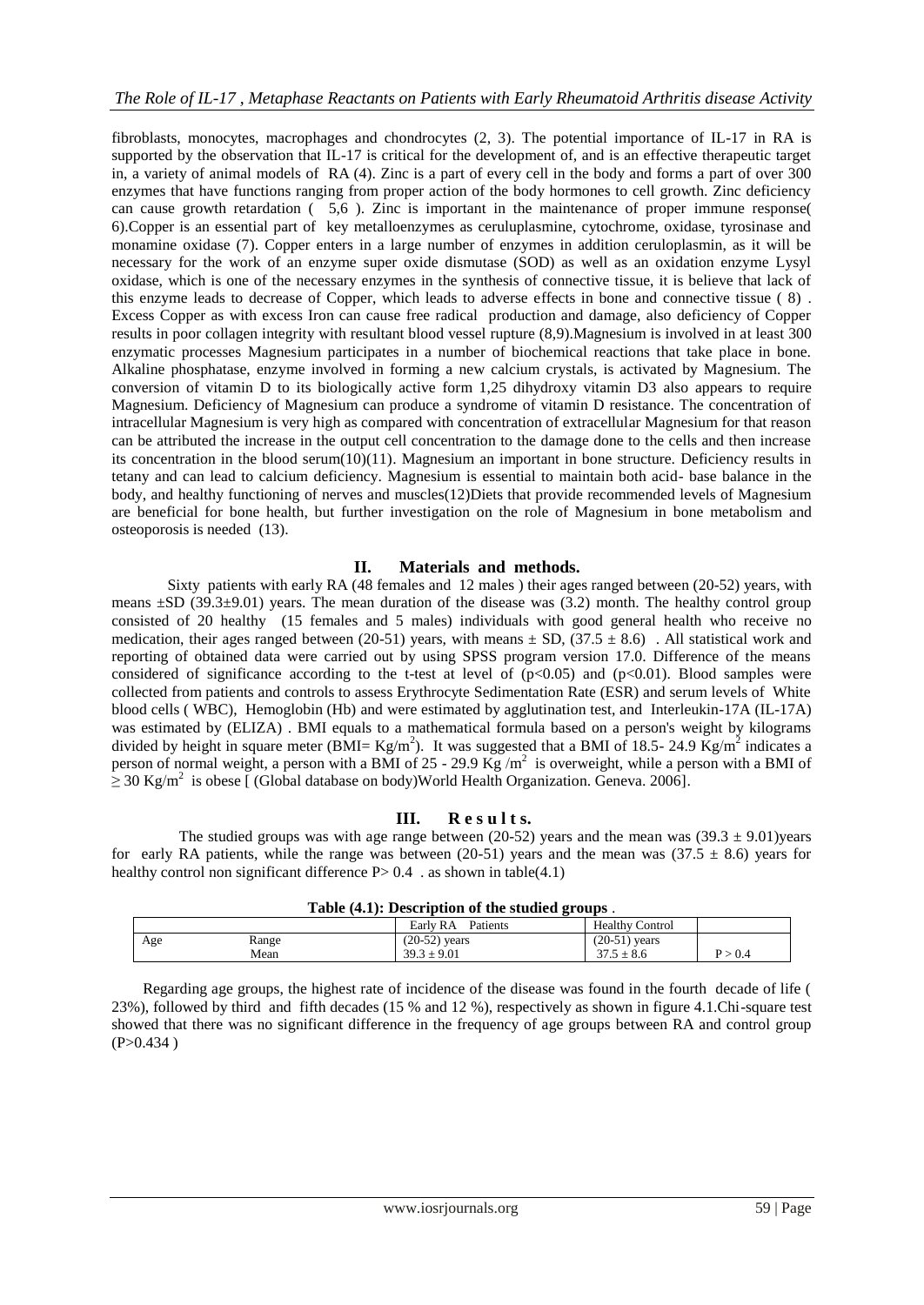fibroblasts, monocytes, macrophages and chondrocytes (2, 3). The potential importance of IL-17 in RA is supported by the observation that IL-17 is critical for the development of, and is an effective therapeutic target in, a variety of animal models of RA (4). Zinc is a part of every cell in the body and forms a part of over 300 enzymes that have functions ranging from proper action of the body hormones to cell growth. Zinc deficiency can cause growth retardation ( 5,6 ). Zinc is important in the maintenance of proper immune response( 6).Copper is an essential part of key metalloenzymes as ceruluplasmine, cytochrome, oxidase, tyrosinase and monamine oxidase (7). Copper enters in a large number of enzymes in addition ceruloplasmin, as it will be necessary for the work of an enzyme super oxide dismutase (SOD) as well as an oxidation enzyme Lysyl oxidase, which is one of the necessary enzymes in the synthesis of connective tissue, it is believe that lack of this enzyme leads to decrease of Copper, which leads to adverse effects in bone and connective tissue ( 8) . Excess Copper as with excess Iron can cause free radical production and damage, also deficiency of Copper results in poor collagen integrity with resultant blood vessel rupture (8,9).Magnesium is involved in at least 300 enzymatic processes Magnesium participates in a number of biochemical reactions that take place in bone. Alkaline phosphatase, enzyme involved in forming a new calcium crystals, is activated by Magnesium. The conversion of vitamin D to its biologically active form 1,25 dihydroxy vitamin D3 also appears to require Magnesium. Deficiency of Magnesium can produce a syndrome of vitamin D resistance. The concentration of intracellular Magnesium is very high as compared with concentration of extracellular Magnesium for that reason can be attributed the increase in the output cell concentration to the damage done to the cells and then increase its concentration in the blood serum(10)(11). Magnesium an important in bone structure. Deficiency results in tetany and can lead to calcium deficiency. Magnesium is essential to maintain both acid- base balance in the body, and healthy functioning of nerves and muscles(12)Diets that provide recommended levels of Magnesium are beneficial for bone health, but further investigation on the role of Magnesium in bone metabolism and osteoporosis is needed (13).

## II. Materials and methods.

Sixty patients with early RA (48 females and 12 males ) their ages ranged between (20-52) years, with means ±SD (39.3±9.01) years. The mean duration of the disease was (3.2) month. The healthy control group consisted of 20 healthy (15 females and 5 males) individuals with good general health who receive no medication, their ages ranged between (20-51) years, with means ± SD, (37.5 ± 8.6) . All statistical work and reporting of obtained data were carried out by using SPSS program version 17.0. Difference of the means considered of significance according to the t-test at level of ($p<0.05$) and ($p<0.01$). Blood samples were collected from patients and controls to assess Erythrocyte Sedimentation Rate (ESR) and serum levels of White blood cells ( WBC), Hemoglobin (Hb) and were estimated by agglutination test, and Interleukin-17A (IL-17A) was estimated by (ELIZA) . BMI equals to a mathematical formula based on a person's weight by kilograms divided by height in square meter (BMI= $Kg/m^2$). It was suggested that a BMI of 18.5- 24.9 $Kg/m^2$ indicates a person of normal weight, a person with a BMI of 25 - 29.9 $Kg/m^2$ is overweight, while a person with a BMI of $\geq 30$ $Kg/m^2$ is obese [ (Global database on body)World Health Organization. Geneva. 2006].

## III. Results.

The studied groups was with age range between (20-52) years and the mean was (39.3 ± 9.01)years for early RA patients, while the range was between (20-51) years and the mean was (37.5 ± 8.6) years for healthy control non significant difference P> 0.4 . as shown in table(4.1)

**Table (4.1): Description of the studied groups .**

| | | Early RA Patients | Healthy Control | |
|---|---|---|---|---|
| Age | Range | (20-52) years | (20-51) years | |
| | Mean | 39.3 ± 9.01 | 37.5 ± 8.6 | P > 0.4 |

Regarding age groups, the highest rate of incidence of the disease was found in the fourth decade of life ( 23%), followed by third and fifth decades (15 % and 12 %), respectively as shown in figure 4.1.Chi-square test showed that there was no significant difference in the frequency of age groups between RA and control group (P>0.434 )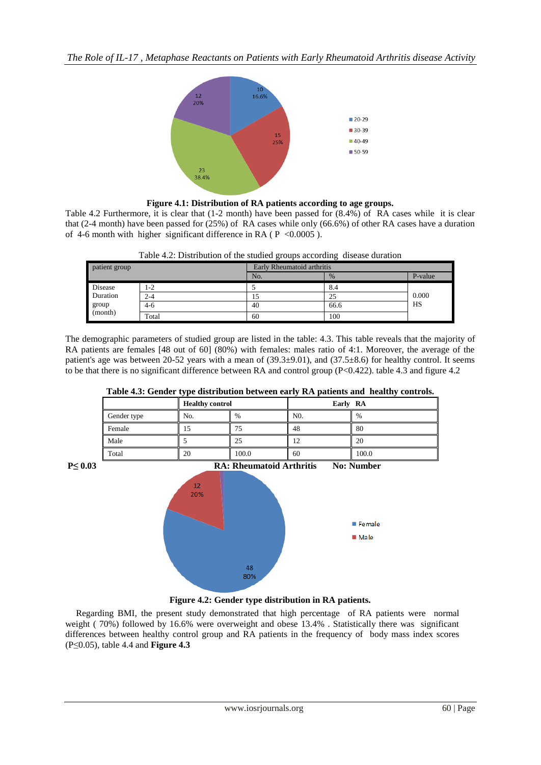**Figure 4.1: Distribution of RA patients according to age groups.**

Table 4.2 Furthermore, it is clear that (1-2 month) have been passed for (8.4%) of RA cases while it is clear that (2-4 month) have been passed for (25%) of RA cases while only (66.6%) of other RA cases have a duration of 4-6 month with higher significant difference in RA ( P <0.0005 ).

Table 4.2: Distribution of the studied groups according disease duration

| patient group | | Early Rheumatoid arthritis | | |
|---|---|---|---|---|
| | | No. | % | P-value |
| Disease Duration group (month) | 1-2 | 5 | 8.4 | 0.000 HS |
| | 2-4 | 15 | 25 | |
| | 4-6 | 40 | 66.6 | |
| | Total | 60 | 100 | |

The demographic parameters of studied group are listed in the table: 4.3. This table reveals that the majority of RA patients are females [48 out of 60] (80%) with females: males ratio of 4:1. Moreover, the average of the patient's age was between 20-52 years with a mean of (39.3±9.01), and (37.5±8.6) for healthy control. It seems to be that there is no significant difference between RA and control group (P<0.422). table 4.3 and figure 4.2

**Table 4.3: Gender type distribution between early RA patients and healthy controls.**

| | **Healthy control** | | **Early RA** | |
|---|---|---|---|---|
| Gender type | No. | % | N0. | % |
| Female | 15 | 75 | 48 | 80 |
| Male | 5 | 25 | 12 | 20 |
| Total | 20 | 100.0 | 60 | 100.0 |

**P≤ 0.03** **RA: Rheumatoid Arthritis** **No: Number**

**Figure 4.2: Gender type distribution in RA patients.**

Regarding BMI, the present study demonstrated that high percentage of RA patients were normal weight ( 70%) followed by 16.6% were overweight and obese 13.4% . Statistically there was significant differences between healthy control group and RA patients in the frequency of body mass index scores (P≤0.05), table 4.4 and **Figure 4.3**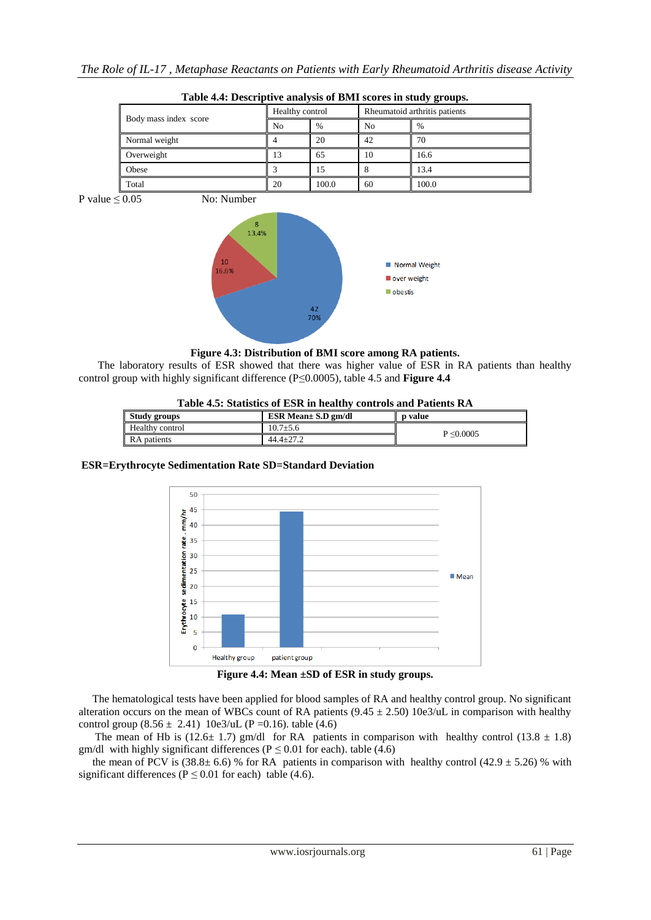**Table 4.4: Descriptive analysis of BMI scores in study groups.**

| Body mass index score | Healthy control | | Rheumatoid arthritis patients | |
|---|---|---|---|---|
| | No | % | No | % |
| Normal weight | 4 | 20 | 42 | 70 |
| Overweight | 13 | 65 | 10 | 16.6 |
| Obese | 3 | 15 | 8 | 13.4 |
| Total | 20 | 100.0 | 60 | 100.0 |

P value ≤ 0.05 No: Number

**Figure 4.3: Distribution of BMI score among RA patients.**

The laboratory results of ESR showed that there was higher value of ESR in RA patients than healthy control group with highly significant difference (P≤0.0005), table 4.5 and **Figure 4.4**

**Table 4.5: Statistics of ESR in healthy controls and Patients RA**

| Study groups | ESR Mean± S.D gm/dl | p value |
|---|---|---|
| Healthy control | 10.7±5.6 | P ≤0.0005 |
| RA patients | 44.4±27.2 | |

**ESR=Erythrocyte Sedimentation Rate SD=Standard Deviation**

**Figure 4.4: Mean ±SD of ESR in study groups.**

The hematological tests have been applied for blood samples of RA and healthy control group. No significant alteration occurs on the mean of WBCs count of RA patients (9.45 ± 2.50) 10e3/uL in comparison with healthy control group (8.56 ± 2.41) 10e3/uL (P =0.16). table (4.6)

The mean of Hb is (12.6± 1.7) gm/dl for RA patients in comparison with healthy control (13.8 ± 1.8) gm/dl with highly significant differences (P ≤ 0.01 for each). table (4.6)

the mean of PCV is (38.8± 6.6) % for RA patients in comparison with healthy control (42.9 ± 5.26) % with significant differences (P ≤ 0.01 for each) table (4.6).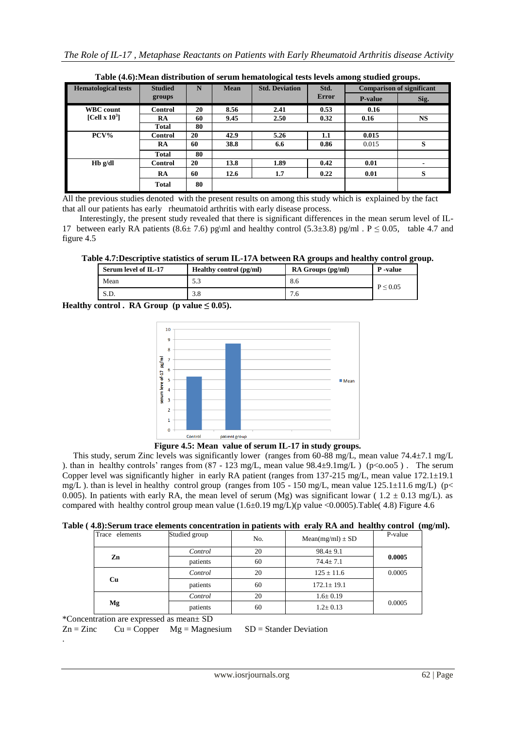**Table (4.6):Mean distribution of serum hematological tests levels among studied groups.**

| Hematological tests | Studied groups | N | Mean | Std. Deviation | Std. Error | Comparison of significant | |
|---|---|---|---|---|---|---|---|
| | | | | | | P-value | Sig. |
| WBC count [Cell x $10^3$] | Control | 20 | 8.56 | 2.41 | 0.53 | 0.16 | |
| | RA | 60 | 9.45 | 2.50 | 0.32 | 0.16 | NS |
| | Total | 80 | | | | | |
| PCV% | Control | 20 | 42.9 | 5.26 | 1.1 | 0.015 | |
| | RA | 60 | 38.8 | 6.6 | 0.86 | 0.015 | S |
| | Total | 80 | | | | | |
| Hb g/dl | Control | 20 | 13.8 | 1.89 | 0.42 | 0.01 | - |
| | RA | 60 | 12.6 | 1.7 | 0.22 | 0.01 | S |
| | Total | 80 | | | | | |

All the previous studies denoted with the present results on among this study which is explained by the fact that all our patients has early rheumatoid arthritis with early disease process.

Interestingly, the present study revealed that there is significant differences in the mean serum level of IL-17 between early RA patients (8.6± 7.6) pg\ml and healthy control (5.3±3.8) pg/ml . $P \leq 0.05$, table 4.7 and figure 4.5

**Table 4.7:Descriptive statistics of serum IL-17A between RA groups and healthy control group.**

| Serum level of IL-17 | Healthy control (pg/ml) | RA Groups (pg/ml) | P -value |
|---|---|---|---|
| Mean | 5.3 | 8.6 | $P \leq 0.05$ |
| S.D. | 3.8 | 7.6 | |

**Healthy control . RA Group (p value ≤ 0.05).**

**Figure 4.5: Mean value of serum IL-17 in study groups.**

This study, serum Zinc levels was significantly lower (ranges from 60-88 mg/L, mean value 74.4±7.1 mg/L ). than in healthy controls' ranges from (87 - 123 mg/L, mean value 98.4±9.1mg/L ) (p<o.oo5 ) . The serum Copper level was significantly higher in early RA patient (ranges from 137-215 mg/L, mean value 172.1±19.1 mg/L ). than is level in healthy control group (ranges from 105 - 150 mg/L, mean value 125.1±11.6 mg/L) (p< 0.005). In patients with early RA, the mean level of serum (Mg) was significant lowar ( 1.2 ± 0.13 mg/L). as compared with healthy control group mean value (1.6±0.19 mg/L)(p value <0.0005).Table( 4.8) Figure 4.6

**Table ( 4.8):Serum trace elements concentration in patients with eraly RA and healthy control (mg/ml).**

| Trace elements | Studied group | No. | Mean(mg/ml) ± SD | P-value |
|---|---|---|---|---|
| Zn | *Control* | 20 | 98.4± 9.1 | **0.0005** |
| | patients | 60 | 74.4± 7.1 | |
| Cu | *Control* | 20 | 125 ± 11.6 | 0.0005 |
| | patients | 60 | 172.1± 19.1 | |
| Mg | *Control* | 20 | 1.6± 0.19 | 0.0005 |
| | patients | 60 | 1.2± 0.13 | |

*Concentration are expressed as mean± SD

Zn = Zinc Cu = Copper Mg = Magnesium SD = Stander Deviation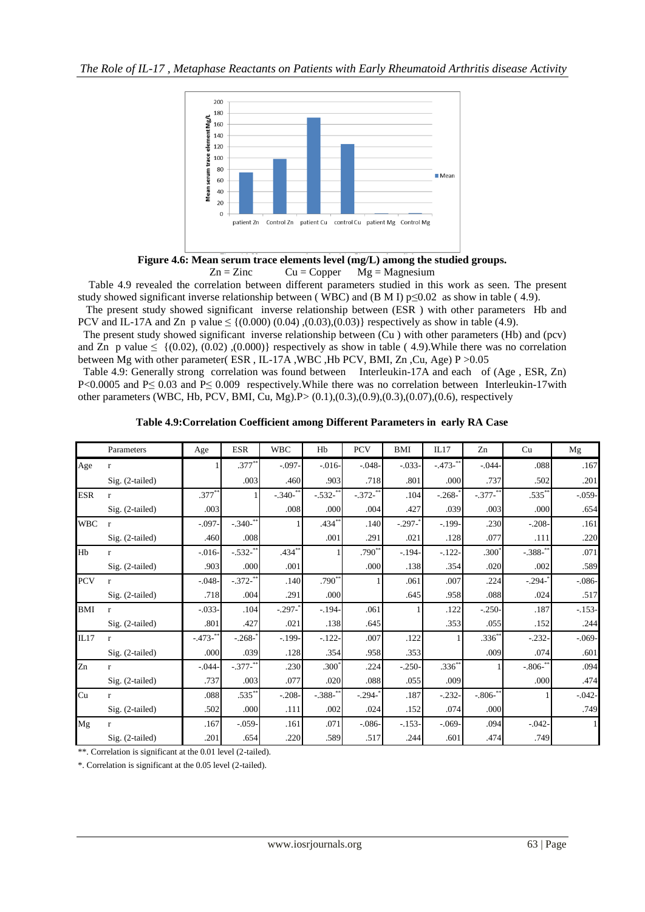**Figure 4.6: Mean serum trace elements level (mg/L) among the studied groups.**
Zn = Zinc Cu = Copper Mg = Magnesium

Table 4.9 revealed the correlation between different parameters studied in this work as seen. The present study showed significant inverse relationship between ( WBC) and (B M I) $p \leq 0.02$ as show in table ( 4.9).

The present study showed significant inverse relationship between (ESR ) with other parameters Hb and PCV and IL-17A and Zn p value ≤ {(0.000) (0.04) ,(0.03),(0.03)} respectively as show in table (4.9).

The present study showed significant inverse relationship between (Cu ) with other parameters (Hb) and (pcv) and Zn p value ≤ {(0.02), (0.02) ,(0.000)} respectively as show in table ( 4.9).While there was no correlation between Mg with other parameter( ESR , IL-17A ,WBC ,Hb PCV, BMI, Zn ,Cu, Age) $P > 0.05$

Table 4.9: Generally strong correlation was found between Interleukin-17A and each of (Age , ESR, Zn) $P < 0.0005$ and $P \leq 0.03$ and $P \leq 0.009$ respectively.While there was no correlation between Interleukin-17with other parameters (WBC, Hb, PCV, BMI, Cu, Mg).P> (0.1),(0.3),(0.9),(0.3),(0.07),(0.6), respectively

**Table 4.9:Correlation Coefficient among Different Parameters in early RA Case**

| | Parameters | Age | ESR | WBC | Hb | PCV | BMI | IL17 | Zn | Cu | Mg |
|---|---|---|---|---|---|---|---|---|---|---|---|
| Age | r | 1 | .377** | -.097- | -.016- | -.048- | -.033- | -.473-** | -.044- | .088 | .167 |
| | Sig. (2-tailed) | | .003 | .460 | .903 | .718 | .801 | .000 | .737 | .502 | .201 |
| ESR | r | .377** | 1 | -.340-** | -.532-** | -.372-** | .104 | -.268-* | -.377-** | .535** | -.059- |
| | Sig. (2-tailed) | .003 | | .008 | .000 | .004 | .427 | .039 | .003 | .000 | .654 |
| WBC | r | -.097- | -.340-** | 1 | .434** | .140 | -.297-* | -.199- | .230 | -.208- | .161 |
| | Sig. (2-tailed) | .460 | .008 | | .001 | .291 | .021 | .128 | .077 | .111 | .220 |
| Hb | r | -.016- | -.532-** | .434** | 1 | .790** | -.194- | -.122- | .300* | -.388-** | .071 |
| | Sig. (2-tailed) | .903 | .000 | .001 | | .000 | .138 | .354 | .020 | .002 | .589 |
| PCV | r | -.048- | -.372-** | .140 | .790** | 1 | .061 | .007 | .224 | -.294-* | -.086- |
| | Sig. (2-tailed) | .718 | .004 | .291 | .000 | | .645 | .958 | .088 | .024 | .517 |
| BMI | r | -.033- | .104 | -.297-* | -.194- | .061 | 1 | .122 | -.250- | .187 | -.153- |
| | Sig. (2-tailed) | .801 | .427 | .021 | .138 | .645 | | .353 | .055 | .152 | .244 |
| IL17 | r | -.473-** | -.268-* | -.199- | -.122- | .007 | .122 | 1 | .336** | -.232- | -.069- |
| | Sig. (2-tailed) | .000 | .039 | .128 | .354 | .958 | .353 | | .009 | .074 | .601 |
| Zn | r | -.044- | -.377-** | .230 | .300* | .224 | -.250- | .336** | 1 | -.806-** | .094 |
| | Sig. (2-tailed) | .737 | .003 | .077 | .020 | .088 | .055 | .009 | | .000 | .474 |
| Cu | r | .088 | .535** | -.208- | -.388-** | -.294-* | .187 | -.232- | -.806-** | 1 | -.042- |
| | Sig. (2-tailed) | .502 | .000 | .111 | .002 | .024 | .152 | .074 | .000 | | .749 |
| Mg | r | .167 | -.059- | .161 | .071 | -.086- | -.153- | -.069- | .094 | -.042- | 1 |
| | Sig. (2-tailed) | .201 | .654 | .220 | .589 | .517 | .244 | .601 | .474 | .749 | |

**. Correlation is significant at the 0.01 level (2-tailed).

*. Correlation is significant at the 0.05 level (2-tailed).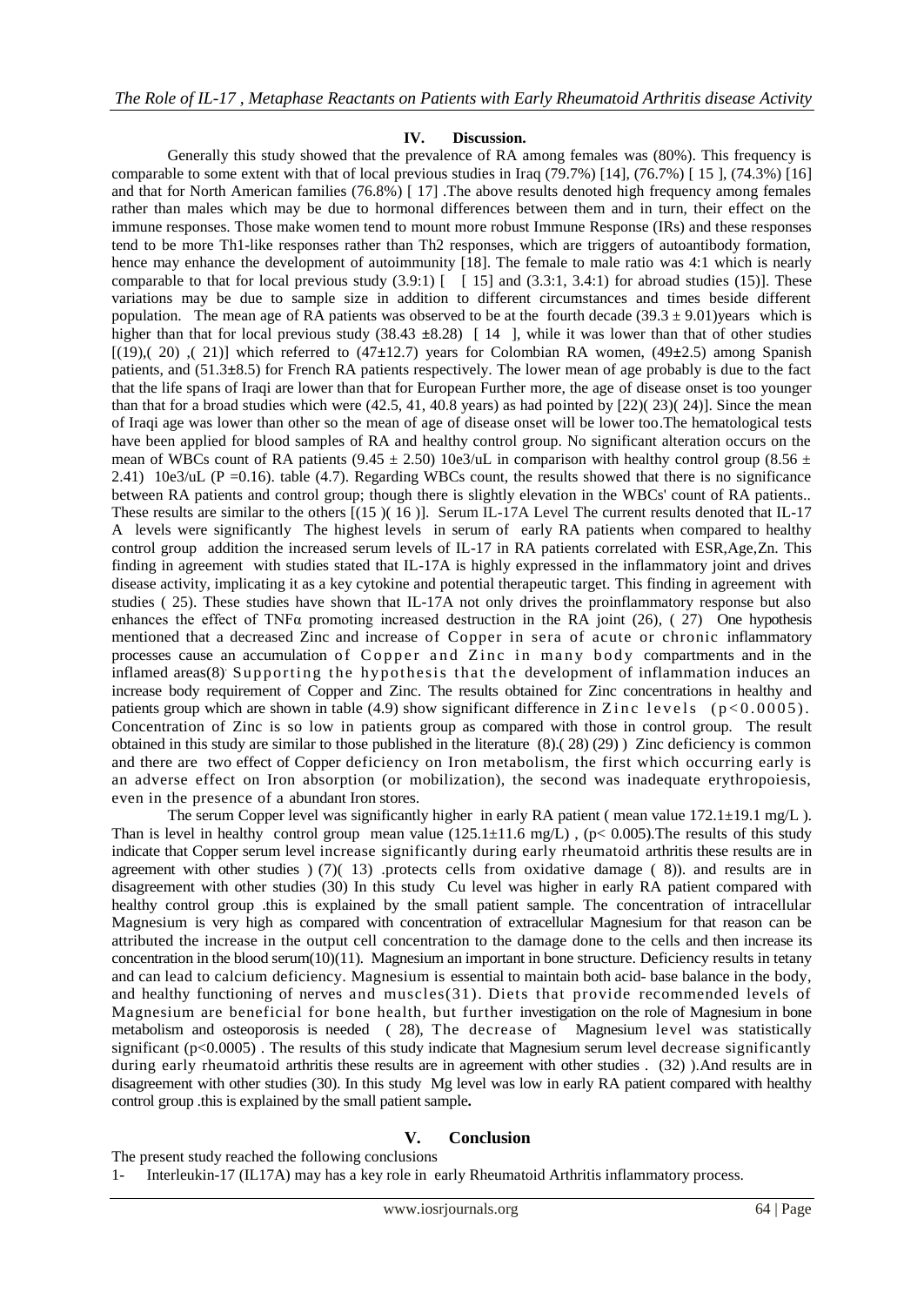## IV. Discussion.

Generally this study showed that the prevalence of RA among females was (80%). This frequency is comparable to some extent with that of local previous studies in Iraq (79.7%) [14], (76.7%) [ 15 ], (74.3%) [16] and that for North American families (76.8%) [ 17] .The above results denoted high frequency among females rather than males which may be due to hormonal differences between them and in turn, their effect on the immune responses. Those make women tend to mount more robust Immune Response (IRs) and these responses tend to be more Th1-like responses rather than Th2 responses, which are triggers of autoantibody formation, hence may enhance the development of autoimmunity [18]. The female to male ratio was 4:1 which is nearly comparable to that for local previous study (3.9:1) [ [ 15] and (3.3:1, 3.4:1) for abroad studies (15)]. These variations may be due to sample size in addition to different circumstances and times beside different population. The mean age of RA patients was observed to be at the fourth decade ($39.3 \pm 9.01$)years which is higher than that for local previous study ($38.43 \pm 8.28$) [ 14 ], while it was lower than that of other studies [(19),( 20) ,( 21)] which referred to ($47 \pm 12.7$) years for Colombian RA women, ($49 \pm 2.5$) among Spanish patients, and ($51.3 \pm 8.5$) for French RA patients respectively. The lower mean of age probably is due to the fact that the life spans of Iraqi are lower than that for European Further more, the age of disease onset is too younger than that for a broad studies which were (42.5, 41, 40.8 years) as had pointed by [22]( 23)( 24)]. Since the mean of Iraqi age was lower than other so the mean of age of disease onset will be lower too.The hematological tests have been applied for blood samples of RA and healthy control group. No significant alteration occurs on the mean of WBCs count of RA patients ($9.45 \pm 2.50$) 10e3/uL in comparison with healthy control group ($8.56 \pm 2.41$) 10e3/uL (P =0.16). table (4.7). Regarding WBCs count, the results showed that there is no significance between RA patients and control group; though there is slightly elevation in the WBCs' count of RA patients.. These results are similar to the others [(15 )( 16 )]. Serum IL-17A Level The current results denoted that IL-17 A levels were significantly The highest levels in serum of early RA patients when compared to healthy control group addition the increased serum levels of IL-17 in RA patients correlated with ESR,Age,Zn. This finding in agreement with studies stated that IL-17A is highly expressed in the inflammatory joint and drives disease activity, implicating it as a key cytokine and potential therapeutic target. This finding in agreement with studies ( 25). These studies have shown that IL-17A not only drives the proinflammatory response but also enhances the effect of TNFα promoting increased destruction in the RA joint (26), ( 27) One hypothesis mentioned that a decreased Zinc and increase of Copper in sera of acute or chronic inflammatory processes cause an accumulation of Copper and Zinc in many body compartments and in the inflamed areas(8). Supporting the hypothesis that the development of inflammation induces an increase body requirement of Copper and Zinc. The results obtained for Zinc concentrations in healthy and patients group which are shown in table (4.9) show significant difference in Zinc levels ($p<0.0005$). Concentration of Zinc is so low in patients group as compared with those in control group. The result obtained in this study are similar to those published in the literature (8).( 28) (29) ) Zinc deficiency is common and there are two effect of Copper deficiency on Iron metabolism, the first which occurring early is an adverse effect on Iron absorption (or mobilization), the second was inadequate erythropoiesis, even in the presence of a abundant Iron stores.

The serum Copper level was significantly higher in early RA patient ( mean value $172.1 \pm 19.1$ mg/L ). Than is level in healthy control group mean value ($125.1 \pm 11.6$ mg/L) , ($p< 0.005$).The results of this study indicate that Copper serum level increase significantly during early rheumatoid arthritis these results are in agreement with other studies ) (7)( 13) .protects cells from oxidative damage ( 8)). and results are in disagreement with other studies (30) In this study Cu level was higher in early RA patient compared with healthy control group .this is explained by the small patient sample. The concentration of intracellular Magnesium is very high as compared with concentration of extracellular Magnesium for that reason can be attributed the increase in the output cell concentration to the damage done to the cells and then increase its concentration in the blood serum(10)(11). Magnesium an important in bone structure. Deficiency results in tetany and can lead to calcium deficiency. Magnesium is essential to maintain both acid- base balance in the body, and healthy functioning of nerves and muscles(31). Diets that provide recommended levels of Magnesium are beneficial for bone health, but further investigation on the role of Magnesium in bone metabolism and osteoporosis is needed ( 28), The decrease of Magnesium level was statistically significant ($p<0.0005$) . The results of this study indicate that Magnesium serum level decrease significantly during early rheumatoid arthritis these results are in agreement with other studies . (32) ).And results are in disagreement with other studies (30). In this study Mg level was low in early RA patient compared with healthy control group .this is explained by the small patient sample**.**

## V. Conclusion

The present study reached the following conclusions

1- Interleukin-17 (IL17A) may has a key role in early Rheumatoid Arthritis inflammatory process.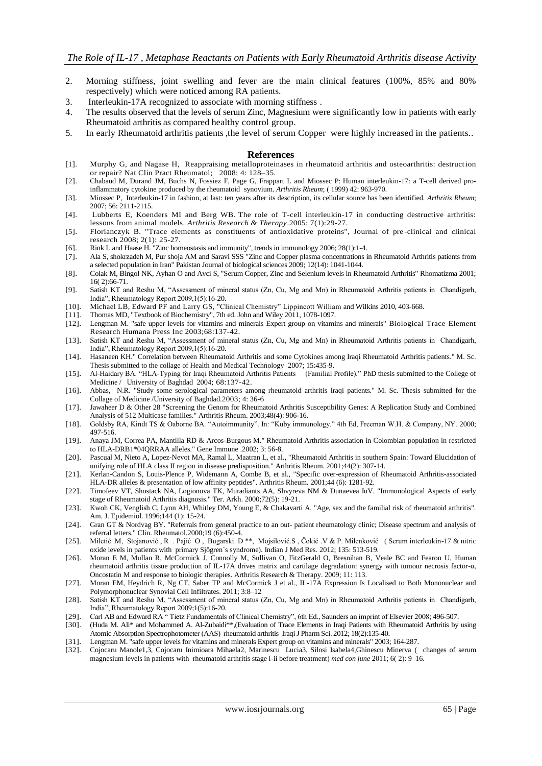2. Morning stiffness, joint swelling and fever are the main clinical features (100%, 85% and 80% respectively) which were noticed among RA patients.
3. Interleukin-17A recognized to associate with morning stiffness .
4. The results observed that the levels of serum Zinc, Magnesium were significantly low in patients with early Rheumatoid arthritis as compared healthy control group.
5. In early Rheumatoid arthritis patients ,the level of serum Copper were highly increased in the patients..

## References

[1]. Murphy G, and Nagase H, Reappraising metalloproteinases in rheumatoid arthritis and osteoarthritis: destruction or repair? Nat Clin Pract Rheumatol; 2008; 4: 128–35.

[2]. Chabaud M, Durand JM, Buchs N, Fossiez F, Page G, Frappart L and Miossec P: Human interleukin-17: a T-cell derived pro-inflammatory cytokine produced by the rheumatoid synovium. *Arthritis Rheum*; ( 1999) 42: 963-970.

[3]. Miossec P, Interleukin-17 in fashion, at last: ten years after its description, its cellular source has been identified. *Arthritis Rheum*; 2007; 56: 2111-2115.

[4]. Lubberts E, Koenders MI and Berg WB. The role of T-cell interleukin-17 in conducting destructive arthritis: lessons from animal models. *Arthritis Research & Therapy*.2005; 7(1):29-27.

[5]. Florianczyk B. "Trace elements as constituents of antioxidative proteins", Journal of pre-clinical and clinical research 2008; 2(1): 25-27.

[6]. Rink L and Haase H. "Zinc homeostasis and immunity", trends in immunology 2006; 28(1):1-4.

[7]. Ala S, shokrzadeh M, Pur shoja AM and Saravi SSS "Zinc and Copper plasma concentrations in Rheumatoid Arthritis patients from a selected population in Iran" Pakistan Journal of biological sciences 2009; 12(14): 1041-1044.

[8]. Colak M, Bingol NK, Ayhan O and Avci S, "Serum Copper, Zinc and Selenium levels in Rheumatoid Arthritis" Rhomatizma 2001; 16( 2):66-71.

[9]. Satish KT and Reshu M, "Assessment of mineral status (Zn, Cu, Mg and Mn) in Rheumatoid Arthritis patients in Chandigarh, India", Rheumatology Report 2009,1(5):16-20.

[10]. Michael LB, Edward PF and Larry GS, "Clinical Chemistry" Lippincott William and Wilkins 2010, 403-668.

[11]. Thomas MD, "Textbook of Biochemistry", 7th ed. John and Wiley 2011, 1078-1097.

[12]. Lengman M. "safe upper levels for vitamins and minerals Expert group on vitamins and minerals" Biological Trace Element Research Humana Press Inc 2003;68:137-42.

[13]. Satish KT and Reshu M, "Assessment of mineral status (Zn, Cu, Mg and Mn) in Rheumatoid Arthritis patients in Chandigarh, India", Rheumatology Report 2009,1(5):16-20.

[14]. Hasaneen KH." Correlation between Rheumatoid Arthritis and some Cytokines among Iraqi Rheumatoid Arthritis patients." M. Sc. Thesis submitted to the collage of Health and Medical Technology 2007; 15:435-9.

[15]. Al-Haidary BA. "HLA-Typing for Iraqi Rheumatoid Arthritis Patients (Familial Profile)." PhD thesis submitted to the College of Medicine / University of Baghdad 2004; 68:137-42.

[16]. Abbas, N.R. "Study some serological parameters among rheumatoid arthritis Iraqi patients." M. Sc. Thesis submitted for the Collage of Medicine /University of Baghdad.2003; 4: 36-6

[17]. Jawaheer D & Other 28 "Screening the Genom for Rheumatoid Arthritis Susceptibility Genes: A Replication Study and Combined Analysis of 512 Multicase families." Arthritis Rheum. 2003;48(4): 906-16.

[18]. Goldsby RA, Kindt TS & Oaborne BA. "Autoimmunity". In: "Kuby immunology." 4th Ed, Freeman W.H. & Company, NY. 2000; 497-516.

[19]. Anaya JM, Correa PA, Mantilla RD & Arcos-Burgous M." Rheumatoid Arthritis association in Colombian population in restricted to HLA-DRB1*04QRRAA alleles." Gene Immune .2002; 3: 56-8.

[20]. Pascual M, Nieto A, Lopez-Nevot MA, Ramal L, Maatran L, et al., "Rheumatoid Arthritis in southern Spain: Toward Elucidation of unifying role of HLA class II region in disease predisposition." Arthritis Rheum. 2001;44(2): 307-14.

[21]. Kerlan-Candon S, Louis-Plence P, Widemann A, Combe B, et al., "Specific over-expression of Rheumatoid Arthritis-associated HLA-DR alleles & presentation of low affinity peptides". Arthritis Rheum. 2001;44 (6): 1281-92.

[22]. Timofeev VT, Shostack NA, Logionova TK, Muradiants AA, Shvyreva NM & Dunaevea IuV. "Immunological Aspects of early stage of Rheumatoid Arthritis diagnosis." Ter. Arkh. 2000;72(5): 19-21.

[23]. Kwoh CK, Venglish C, Lynn AH, Whitley DM, Young E, & Chakavarti A. "Age, sex and the familial risk of rheumatoid arthritis". Am. J. Epidemiol. 1996;144 (1): 15-24.

[24]. Gran GT & Nordvag BY. "Referrals from general practice to an out- patient rheumatology clinic; Disease spectrum and analysis of referral letters." Clin. Rheumatol.2000;19 (6):450-4.

[25]. Miletić .M, Stojanović , R . Pajić O , Bugarski. D **, Mojsilović.S , Čokić .V & P. Milenković ( Serum interleukin-17 & nitric oxide levels in patients with primary Sjögren`s syndrome). Indian J Med Res. 2012; 135: 513-519.

[26]. Moran E M, Mullan R, McCormick J, Connolly M, Sullivan O, FitzGerald O, Bresnihan B, Veale BC and Fearon U, Human rheumatoid arthritis tissue production of IL-17A drives matrix and cartilage degradation: synergy with tumour necrosis factor-α, Oncostatin M and response to biologic therapies. Arthritis Research & Therapy. 2009; 11: 113.

[27]. Moran EM, Heydrich R, Ng CT, Saber TP and McCormick J et al., IL-17A Expression Is Localised to Both Mononuclear and Polymorphonuclear Synovial Cell Infiltrates. 2011; 3:8–12

[28]. Satish KT and Reshu M, "Assessment of mineral status (Zn, Cu, Mg and Mn) in Rheumatoid Arthritis patients in Chandigarh, India", Rheumatology Report 2009;1(5):16-20.

[29]. Carl AB and Edward RA " Tietz Fundamentals of Clinical Chemistry", 6th Ed., Saunders an imprint of Elsevier 2008; 496-507.

[30]. (Huda M. Ali* and Mohammed A. Al-Zubaidi**,(Evaluation of Trace Elements in Iraqi Patients with Rheumatoid Arthritis by using Atomic Absorption Spectrophotometer (AAS) rheumatoid arthritis Iraqi J Pharm Sci. 2012; 18(2):135-40.

[31]. Lengman M. "safe upper levels for vitamins and minerals Expert group on vitamins and minerals" 2003; 164-287.

[32]. Cojocaru Manole1,3, Cojocaru Inimioara Mihaela2, Marinescu Lucia3, Silosi Isabela4,Ghinescu Minerva ( changes of serum magnesium levels in patients with rheumatoid arthritis stage i-ii before treatment) *med con june* 2011; 6( 2): 9–16.